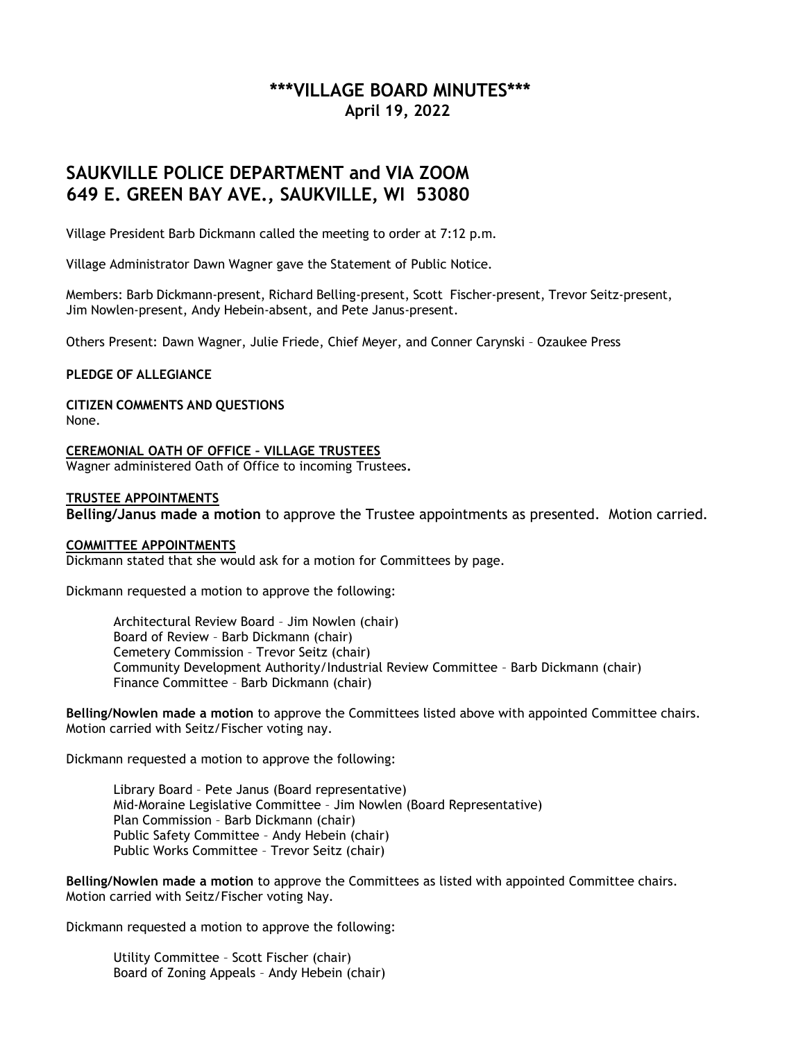# \*\*\*VILLAGE BOARD MINUTES\*\*\*

**April 19, 2022**

## SAUKVILLE POLICE DEPARTMENT and VIA ZOOM 649 E. GREEN BAY AVE., SAUKVILLE, WI 53080

Village President Barb Dickmann called the meeting to order at 7:12 p.m.

Village Administrator Dawn Wagner gave the Statement of Public Notice.

Members: Barb Dickmann-present, Richard Belling-present, Scott Fischer-present, Trevor Seitz-present, Jim Nowlen-present, Andy Hebein-absent, and Pete Janus-present.

Others Present: Dawn Wagner, Julie Friede, Chief Meyer, and Conner Carynski – Ozaukee Press

**PLEDGE OF ALLEGIANCE**

**CITIZEN COMMENTS AND QUESTIONS**

None.

**CEREMONIAL OATH OF OFFICE – VILLAGE TRUSTEES**

Wagner administered Oath of Office to incoming Trustees.

**TRUSTEE APPOINTMENTS**

**Belling/Janus made a motion** to approve the Trustee appointments as presented. Motion carried.

**COMMITTEE APPOINTMENTS**

Dickmann stated that she would ask for a motion for Committees by page.

Dickmann requested a motion to approve the following:

Architectural Review Board – Jim Nowlen (chair)
Board of Review – Barb Dickmann (chair)
Cemetery Commission – Trevor Seitz (chair)
Community Development Authority/Industrial Review Committee – Barb Dickmann (chair)
Finance Committee – Barb Dickmann (chair)

**Belling/Nowlen made a motion** to approve the Committees listed above with appointed Committee chairs. Motion carried with Seitz/Fischer voting nay.

Dickmann requested a motion to approve the following:

Library Board – Pete Janus (Board representative)
Mid-Moraine Legislative Committee – Jim Nowlen (Board Representative)
Plan Commission – Barb Dickmann (chair)
Public Safety Committee – Andy Hebein (chair)
Public Works Committee – Trevor Seitz (chair)

**Belling/Nowlen made a motion** to approve the Committees as listed with appointed Committee chairs. Motion carried with Seitz/Fischer voting Nay.

Dickmann requested a motion to approve the following:

Utility Committee – Scott Fischer (chair)
Board of Zoning Appeals – Andy Hebein (chair)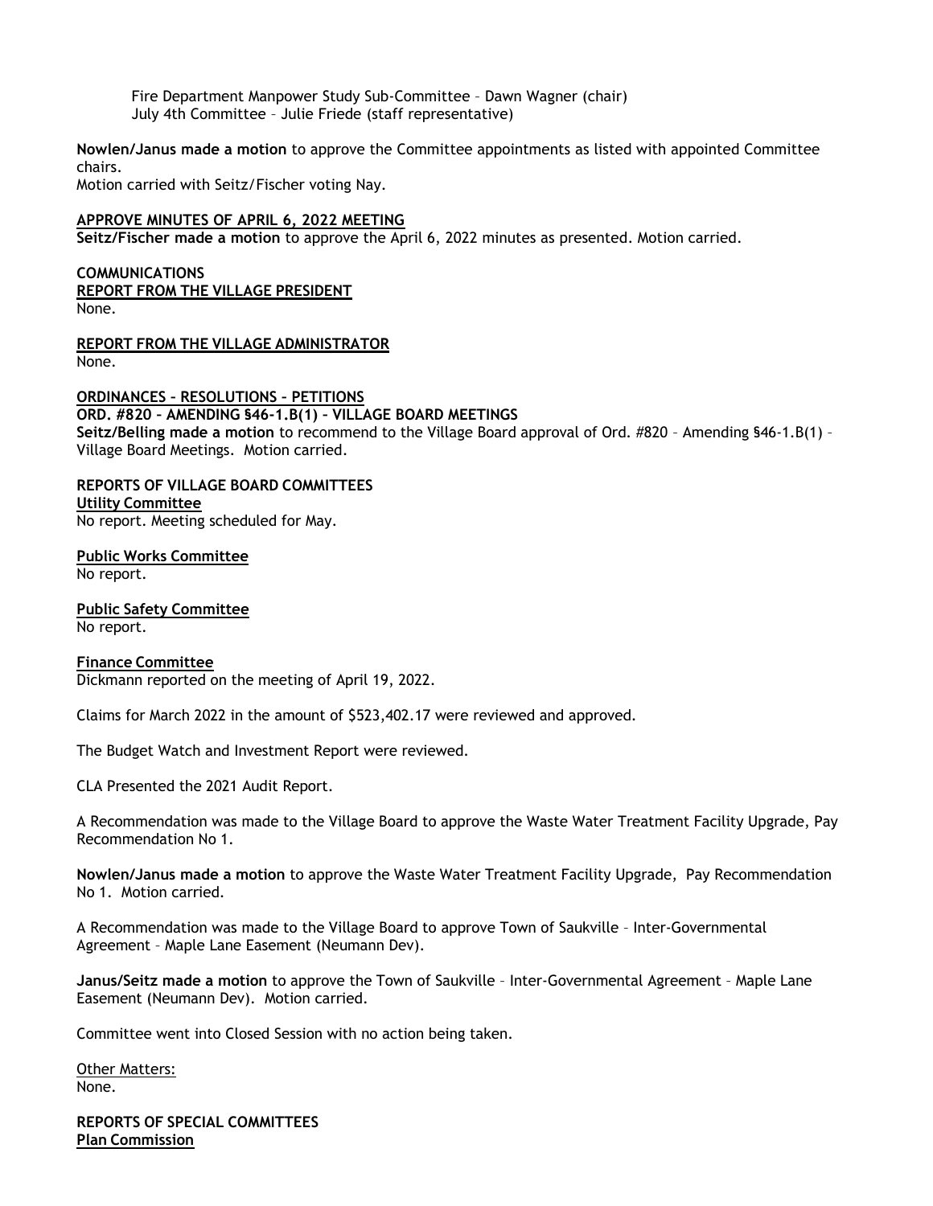Fire Department Manpower Study Sub-Committee – Dawn Wagner (chair)
July 4th Committee – Julie Friede (staff representative)

**Nowlen/Janus made a motion** to approve the Committee appointments as listed with appointed Committee chairs.
Motion carried with Seitz/Fischer voting Nay.

**APPROVE MINUTES OF APRIL 6, 2022 MEETING**
**Seitz/Fischer made a motion** to approve the April 6, 2022 minutes as presented. Motion carried.

**COMMUNICATIONS**
**REPORT FROM THE VILLAGE PRESIDENT**
None.

**REPORT FROM THE VILLAGE ADMINISTRATOR**
None.

**ORDINANCES – RESOLUTIONS – PETITIONS**
**ORD. #820 – AMENDING §46-1.B(1) – VILLAGE BOARD MEETINGS**
**Seitz/Belling made a motion** to recommend to the Village Board approval of Ord. #820 – Amending §46-1.B(1) – Village Board Meetings. Motion carried.

**REPORTS OF VILLAGE BOARD COMMITTEES**
**Utility Committee**
No report. Meeting scheduled for May.

**Public Works Committee**
No report.

**Public Safety Committee**
No report.

**Finance Committee**
Dickmann reported on the meeting of April 19, 2022.

Claims for March 2022 in the amount of $523,402.17 were reviewed and approved.

The Budget Watch and Investment Report were reviewed.

CLA Presented the 2021 Audit Report.

A Recommendation was made to the Village Board to approve the Waste Water Treatment Facility Upgrade, Pay Recommendation No 1.

**Nowlen/Janus made a motion** to approve the Waste Water Treatment Facility Upgrade, Pay Recommendation No 1. Motion carried.

A Recommendation was made to the Village Board to approve Town of Saukville – Inter-Governmental Agreement – Maple Lane Easement (Neumann Dev).

**Janus/Seitz made a motion** to approve the Town of Saukville – Inter-Governmental Agreement – Maple Lane Easement (Neumann Dev). Motion carried.

Committee went into Closed Session with no action being taken.

Other Matters:
None.

**REPORTS OF SPECIAL COMMITTEES**
**Plan Commission**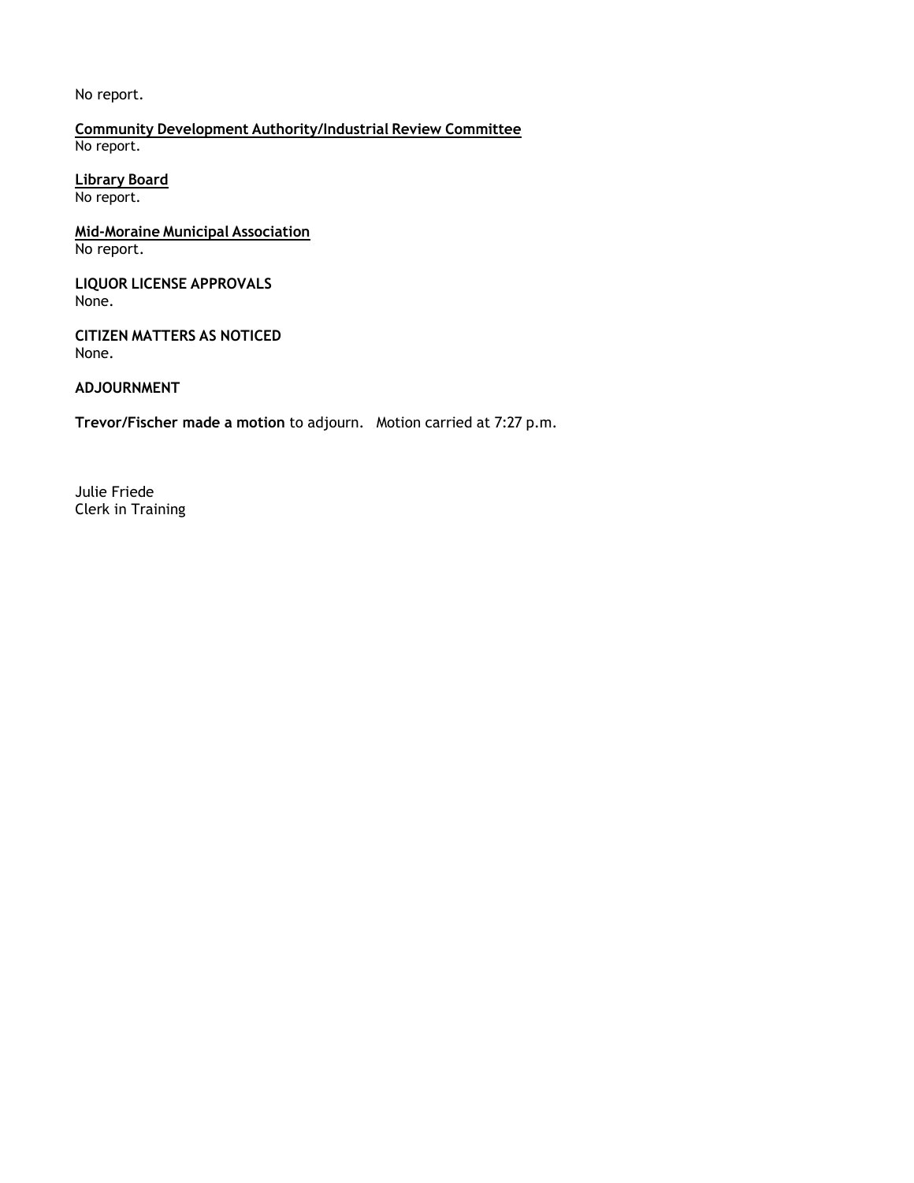No report.

**Community Development Authority/Industrial Review Committee**
No report.

**Library Board**
No report.

**Mid-Moraine Municipal Association**
No report.

**LIQUOR LICENSE APPROVALS**
None.

**CITIZEN MATTERS AS NOTICED**
None.

**ADJOURNMENT**

**Trevor/Fischer made a motion** to adjourn. Motion carried at 7:27 p.m.

Julie Friede
Clerk in Training